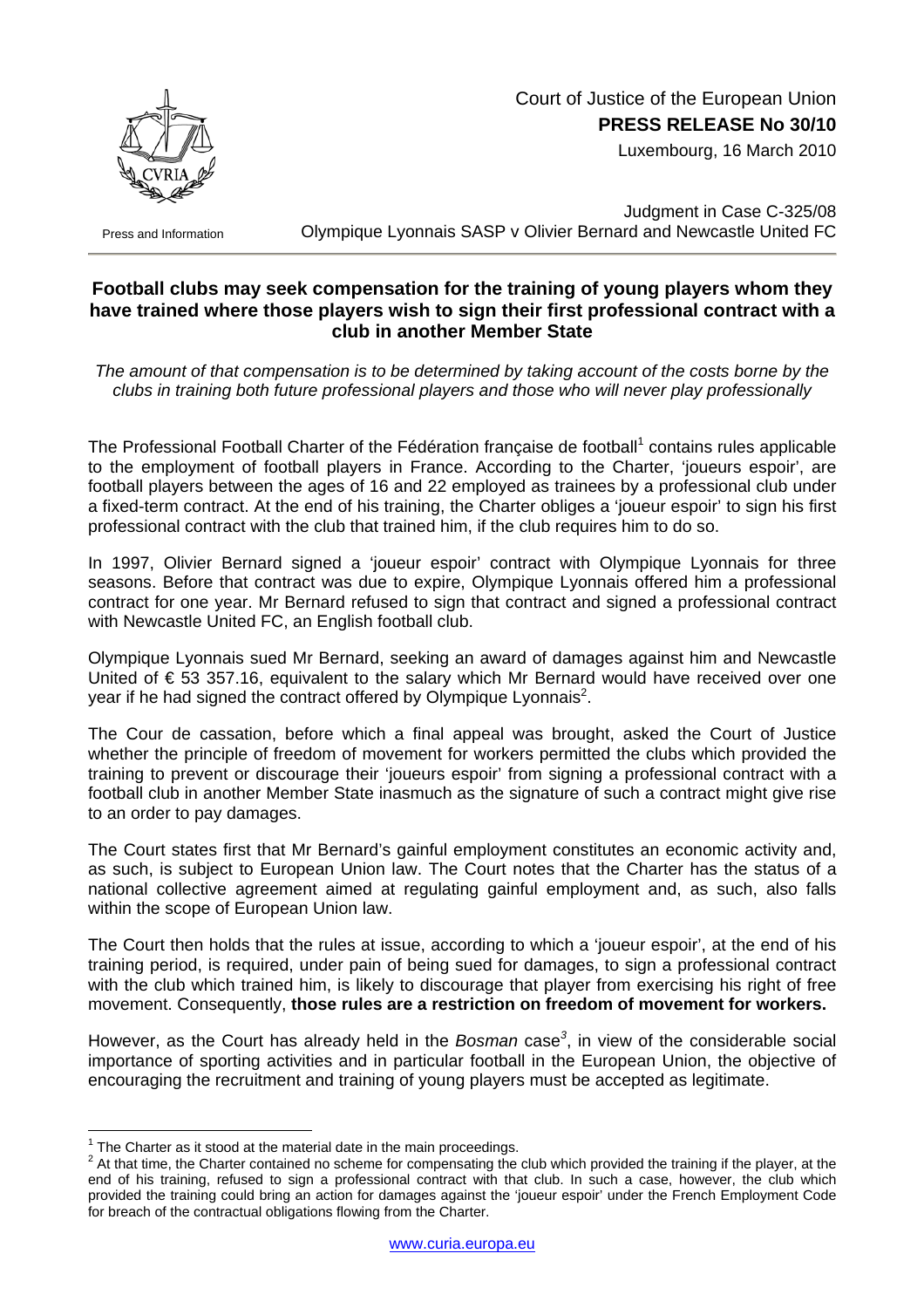Court of Justice of the European Union
**PRESS RELEASE No 30/10**
Luxembourg, 16 March 2010

Press and Information

Judgment in Case C-325/08
Olympique Lyonnais SASP v Olivier Bernard and Newcastle United FC

## Football clubs may seek compensation for the training of young players whom they have trained where those players wish to sign their first professional contract with a club in another Member State

*The amount of that compensation is to be determined by taking account of the costs borne by the clubs in training both future professional players and those who will never play professionally*

The Professional Football Charter of the Fédération française de football[1] contains rules applicable to the employment of football players in France. According to the Charter, 'joueurs espoir', are football players between the ages of 16 and 22 employed as trainees by a professional club under a fixed-term contract. At the end of his training, the Charter obliges a 'joueur espoir' to sign his first professional contract with the club that trained him, if the club requires him to do so.

In 1997, Olivier Bernard signed a 'joueur espoir' contract with Olympique Lyonnais for three seasons. Before that contract was due to expire, Olympique Lyonnais offered him a professional contract for one year. Mr Bernard refused to sign that contract and signed a professional contract with Newcastle United FC, an English football club.

Olympique Lyonnais sued Mr Bernard, seeking an award of damages against him and Newcastle United of € 53 357.16, equivalent to the salary which Mr Bernard would have received over one year if he had signed the contract offered by Olympique Lyonnais[2].

The Cour de cassation, before which a final appeal was brought, asked the Court of Justice whether the principle of freedom of movement for workers permitted the clubs which provided the training to prevent or discourage their 'joueurs espoir' from signing a professional contract with a football club in another Member State inasmuch as the signature of such a contract might give rise to an order to pay damages.

The Court states first that Mr Bernard's gainful employment constitutes an economic activity and, as such, is subject to European Union law. The Court notes that the Charter has the status of a national collective agreement aimed at regulating gainful employment and, as such, also falls within the scope of European Union law.

The Court then holds that the rules at issue, according to which a 'joueur espoir', at the end of his training period, is required, under pain of being sued for damages, to sign a professional contract with the club which trained him, is likely to discourage that player from exercising his right of free movement. Consequently, **those rules are a restriction on freedom of movement for workers.**

However, as the Court has already held in the *Bosman* case[3], in view of the considerable social importance of sporting activities and in particular football in the European Union, the objective of encouraging the recruitment and training of young players must be accepted as legitimate.

---

[1] The Charter as it stood at the material date in the main proceedings.

[2] At that time, the Charter contained no scheme for compensating the club which provided the training if the player, at the end of his training, refused to sign a professional contract with that club. In such a case, however, the club which provided the training could bring an action for damages against the 'joueur espoir' under the French Employment Code for breach of the contractual obligations flowing from the Charter.

www.curia.europa.eu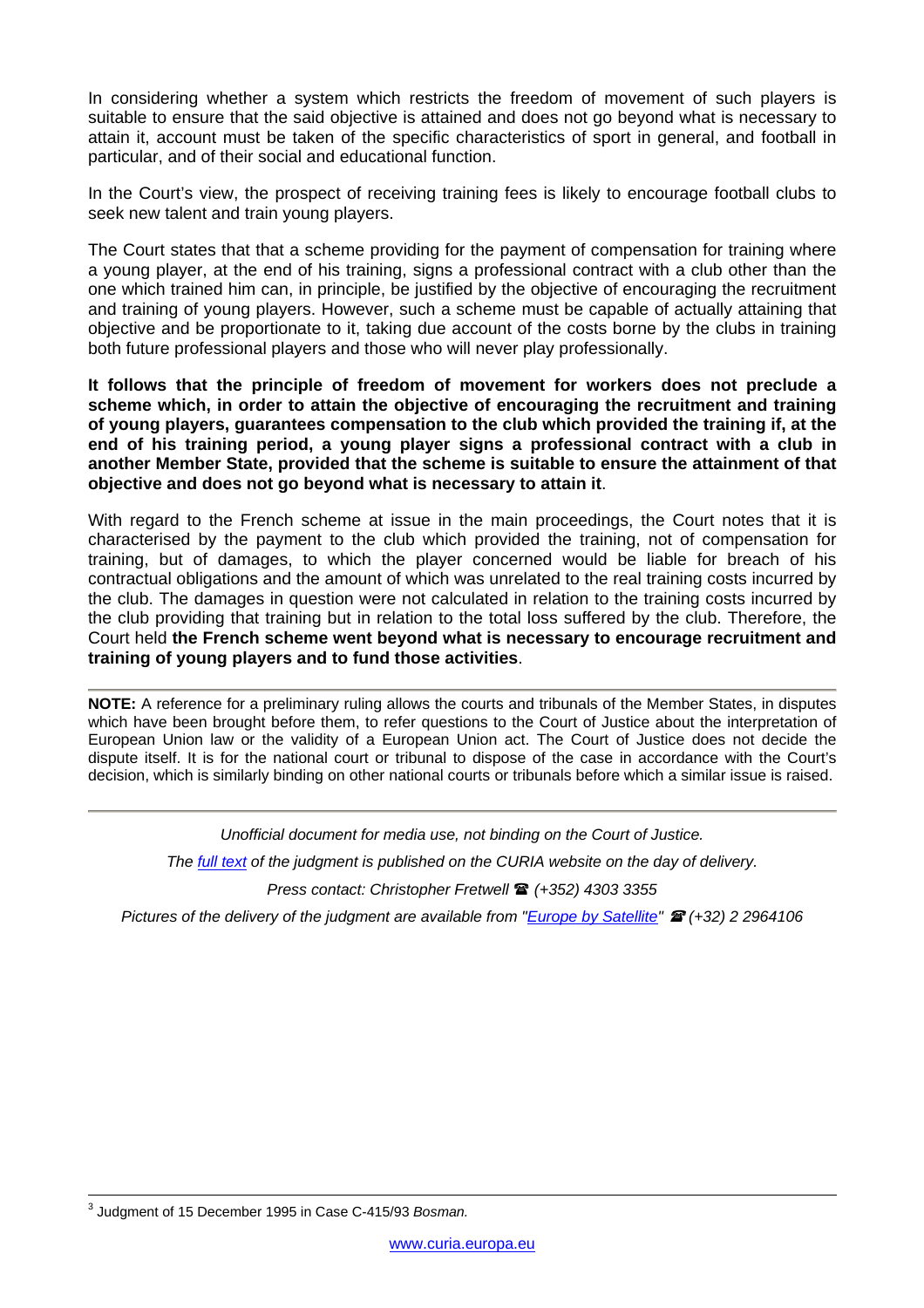In considering whether a system which restricts the freedom of movement of such players is suitable to ensure that the said objective is attained and does not go beyond what is necessary to attain it, account must be taken of the specific characteristics of sport in general, and football in particular, and of their social and educational function.

In the Court's view, the prospect of receiving training fees is likely to encourage football clubs to seek new talent and train young players.

The Court states that that a scheme providing for the payment of compensation for training where a young player, at the end of his training, signs a professional contract with a club other than the one which trained him can, in principle, be justified by the objective of encouraging the recruitment and training of young players. However, such a scheme must be capable of actually attaining that objective and be proportionate to it, taking due account of the costs borne by the clubs in training both future professional players and those who will never play professionally.

**It follows that the principle of freedom of movement for workers does not preclude a scheme which, in order to attain the objective of encouraging the recruitment and training of young players, guarantees compensation to the club which provided the training if, at the end of his training period, a young player signs a professional contract with a club in another Member State, provided that the scheme is suitable to ensure the attainment of that objective and does not go beyond what is necessary to attain it**.

With regard to the French scheme at issue in the main proceedings, the Court notes that it is characterised by the payment to the club which provided the training, not of compensation for training, but of damages, to which the player concerned would be liable for breach of his contractual obligations and the amount of which was unrelated to the real training costs incurred by the club. The damages in question were not calculated in relation to the training costs incurred by the club providing that training but in relation to the total loss suffered by the club. Therefore, the Court held **the French scheme went beyond what is necessary to encourage recruitment and training of young players and to fund those activities**.

---

**NOTE:** A reference for a preliminary ruling allows the courts and tribunals of the Member States, in disputes which have been brought before them, to refer questions to the Court of Justice about the interpretation of European Union law or the validity of a European Union act. The Court of Justice does not decide the dispute itself. It is for the national court or tribunal to dispose of the case in accordance with the Court's decision, which is similarly binding on other national courts or tribunals before which a similar issue is raised.

---

*Unofficial document for media use, not binding on the Court of Justice.*

*The [full text](full text) of the judgment is published on the CURIA website on the day of delivery.*

*Press contact: Christopher Fretwell ☎ (+352) 4303 3355*

*Pictures of the delivery of the judgment are available from "[Europe by Satellite](Europe by Satellite)" ☎ (+32) 2 2964106*

---

[3] Judgment of 15 December 1995 in Case C-415/93 *Bosman.*